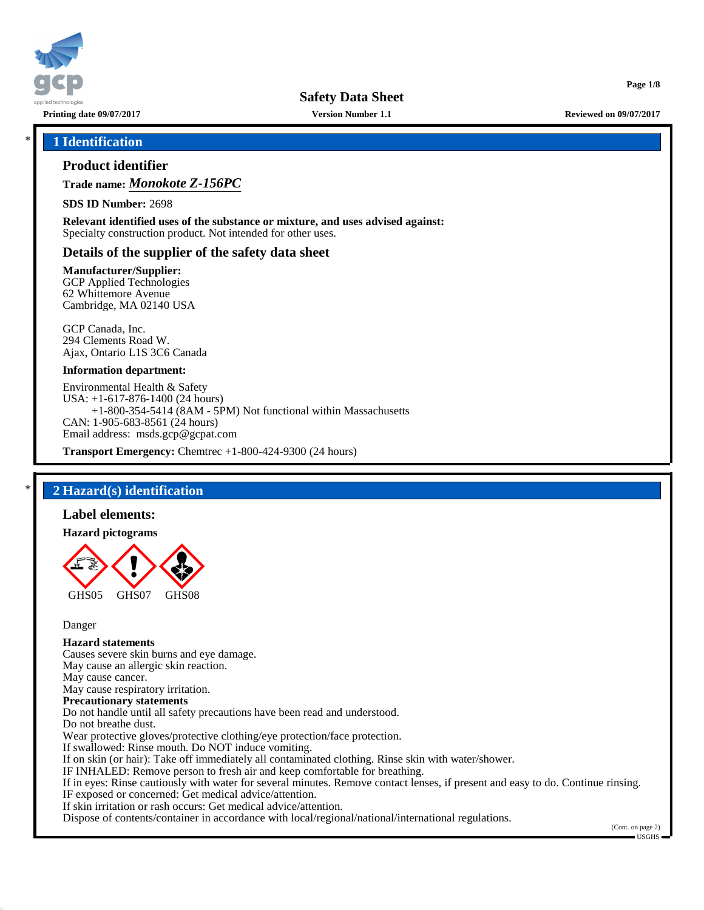# Safety Data Sheet

**Printing date 09/07/2017** | **Version Number 1.1** | **Reviewed on 09/07/2017**

## 1 Identification

### Product identifier

**Trade name:** ***Monokote Z-156PC***

**SDS ID Number:** 2698

**Relevant identified uses of the substance or mixture, and uses advised against:**
Specialty construction product. Not intended for other uses.

### Details of the supplier of the safety data sheet

**Manufacturer/Supplier:**
GCP Applied Technologies
62 Whittemore Avenue
Cambridge, MA 02140 USA

GCP Canada, Inc.
294 Clements Road W.
Ajax, Ontario L1S 3C6 Canada

**Information department:**

Environmental Health & Safety
USA: +1-617-876-1400 (24 hours)
+1-800-354-5414 (8AM - 5PM) Not functional within Massachusetts
CAN: 1-905-683-8561 (24 hours)
Email address: msds.gcp@gcpat.com

**Transport Emergency:** Chemtrec +1-800-424-9300 (24 hours)

## 2 Hazard(s) identification

### Label elements:

**Hazard pictograms**

GHS05 GHS07 GHS08

Danger

**Hazard statements**
Causes severe skin burns and eye damage.
May cause an allergic skin reaction.
May cause cancer.
May cause respiratory irritation.

**Precautionary statements**
Do not handle until all safety precautions have been read and understood.
Do not breathe dust.
Wear protective gloves/protective clothing/eye protection/face protection.
If swallowed: Rinse mouth. Do NOT induce vomiting.
If on skin (or hair): Take off immediately all contaminated clothing. Rinse skin with water/shower.
IF INHALED: Remove person to fresh air and keep comfortable for breathing.
If in eyes: Rinse cautiously with water for several minutes. Remove contact lenses, if present and easy to do. Continue rinsing.
IF exposed or concerned: Get medical advice/attention.
If skin irritation or rash occurs: Get medical advice/attention.
Dispose of contents/container in accordance with local/regional/national/international regulations.

(Cont. on page 2)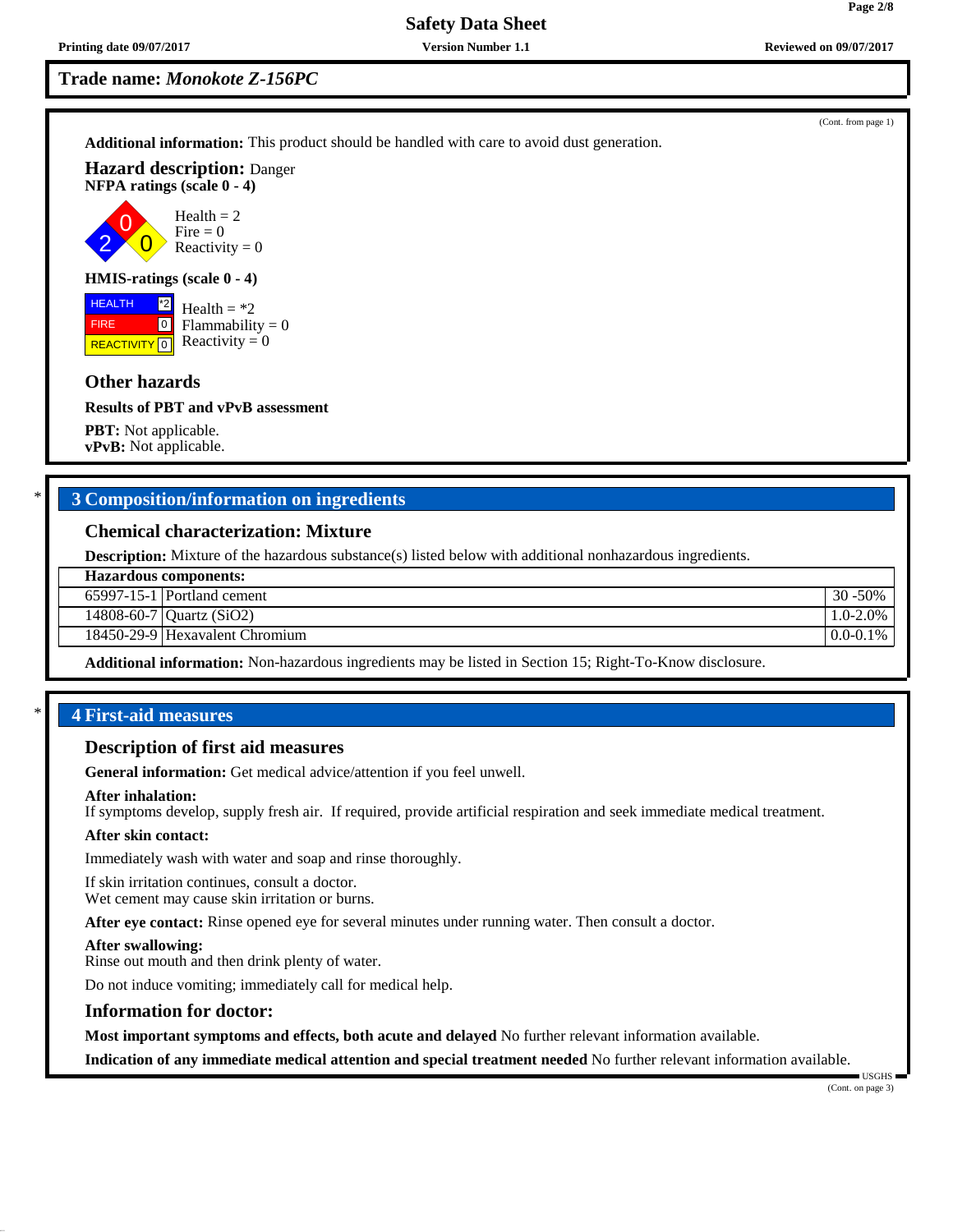Trade name: *Monokote Z-156PC*

(Cont. from page 1)

**Additional information:** This product should be handled with care to avoid dust generation.

**Hazard description:** Danger

**NFPA ratings (scale 0 - 4)**

Health = 2
Fire = 0
Reactivity = 0

**HMIS-ratings (scale 0 - 4)**

| HEALTH | *2 |
|---|---|
| FIRE | 0 |
| REACTIVITY | 0 |

Health = *2
Flammability = 0
Reactivity = 0

### Other hazards

**Results of PBT and vPvB assessment**

**PBT:** Not applicable.
**vPvB:** Not applicable.

\* 

## 3 Composition/information on ingredients

### Chemical characterization: Mixture

**Description:** Mixture of the hazardous substance(s) listed below with additional nonhazardous ingredients.

| Hazardous components: | | |
|---|---|---|
| 65997-15-1 | Portland cement | 30 -50% |
| 14808-60-7 | Quartz ($SiO_2$) | 1.0-2.0% |
| 18450-29-9 | Hexavalent Chromium | 0.0-0.1% |

**Additional information:** Non-hazardous ingredients may be listed in Section 15; Right-To-Know disclosure.

\* 

## 4 First-aid measures

### Description of first aid measures

**General information:** Get medical advice/attention if you feel unwell.

**After inhalation:**
If symptoms develop, supply fresh air. If required, provide artificial respiration and seek immediate medical treatment.

**After skin contact:**

Immediately wash with water and soap and rinse thoroughly.

If skin irritation continues, consult a doctor.
Wet cement may cause skin irritation or burns.

**After eye contact:** Rinse opened eye for several minutes under running water. Then consult a doctor.

**After swallowing:**
Rinse out mouth and then drink plenty of water.

Do not induce vomiting; immediately call for medical help.

### Information for doctor:

**Most important symptoms and effects, both acute and delayed** No further relevant information available.

**Indication of any immediate medical attention and special treatment needed** No further relevant information available.

(Cont. on page 3)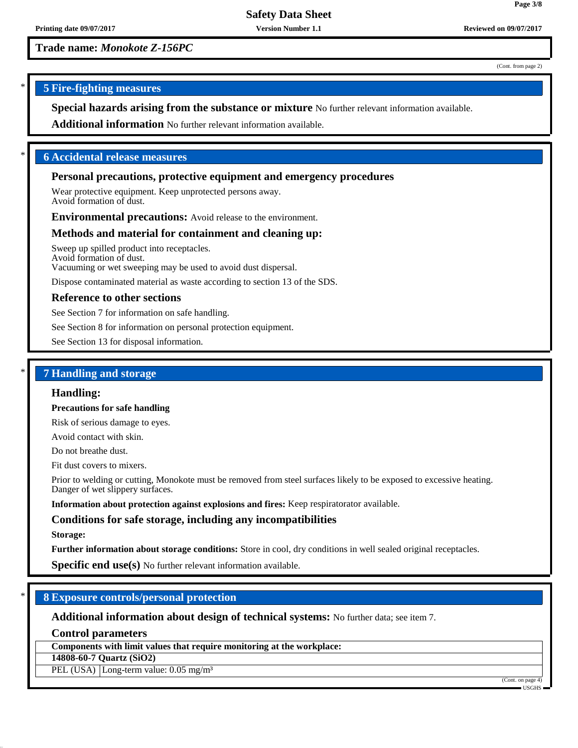**Trade name:** *Monokote Z-156PC*

(Cont. from page 2)

## 5 Fire-fighting measures

**Special hazards arising from the substance or mixture** No further relevant information available.

**Additional information** No further relevant information available.

## 6 Accidental release measures

### Personal precautions, protective equipment and emergency procedures

Wear protective equipment. Keep unprotected persons away.
Avoid formation of dust.

**Environmental precautions:** Avoid release to the environment.

### Methods and material for containment and cleaning up:

Sweep up spilled product into receptacles.
Avoid formation of dust.
Vacuuming or wet sweeping may be used to avoid dust dispersal.

Dispose contaminated material as waste according to section 13 of the SDS.

### Reference to other sections

See Section 7 for information on safe handling.

See Section 8 for information on personal protection equipment.

See Section 13 for disposal information.

## 7 Handling and storage

### Handling:

**Precautions for safe handling**

Risk of serious damage to eyes.

Avoid contact with skin.

Do not breathe dust.

Fit dust covers to mixers.

Prior to welding or cutting, Monokote must be removed from steel surfaces likely to be exposed to excessive heating.
Danger of wet slippery surfaces.

**Information about protection against explosions and fires:** Keep respiratorator available.

### Conditions for safe storage, including any incompatibilities

**Storage:**

**Further information about storage conditions:** Store in cool, dry conditions in well sealed original receptacles.

**Specific end use(s)** No further relevant information available.

## 8 Exposure controls/personal protection

**Additional information about design of technical systems:** No further data; see item 7.

### Control parameters

| **Components with limit values that require monitoring at the workplace:** | |
|---|---|
| **14808-60-7 Quartz ($SiO_2$)** | |
| PEL (USA) | Long-term value: 0.05 mg/m³ |

(Cont. on page 4)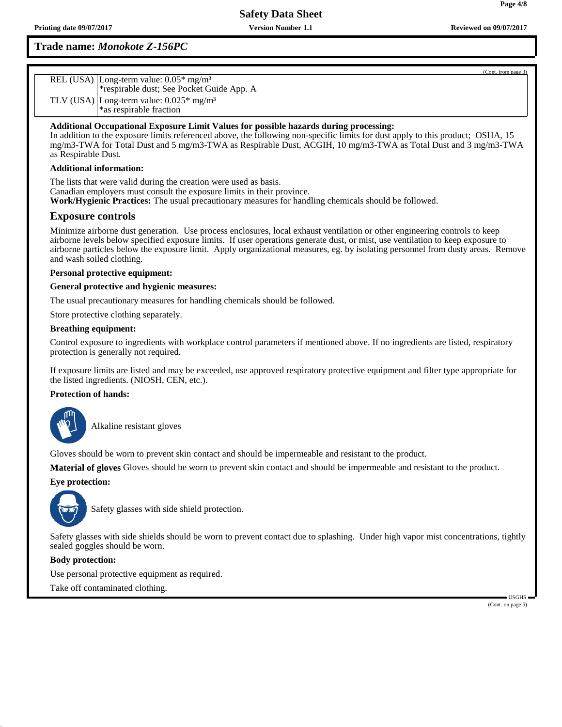**Trade name:** ***Monokote Z-156PC***

(Cont. from page 3)

| | |
|---|---|
| REL (USA) | Long-term value: 0.05* mg/m³<br>*respirable dust; See Pocket Guide App. A |
| TLV (USA) | Long-term value: 0.025* mg/m³<br>*as respirable fraction |

**Additional Occupational Exposure Limit Values for possible hazards during processing:**
In addition to the exposure limits referenced above, the following non-specific limits for dust apply to this product; OSHA, 15 mg/m3-TWA for Total Dust and 5 mg/m3-TWA as Respirable Dust, ACGIH, 10 mg/m3-TWA as Total Dust and 3 mg/m3-TWA as Respirable Dust.

**Additional information:**

The lists that were valid during the creation were used as basis.
Canadian employers must consult the exposure limits in their province.
**Work/Hygienic Practices:** The usual precautionary measures for handling chemicals should be followed.

## Exposure controls

Minimize airborne dust generation. Use process enclosures, local exhaust ventilation or other engineering controls to keep airborne levels below specified exposure limits. If user operations generate dust, or mist, use ventilation to keep exposure to airborne particles below the exposure limit. Apply organizational measures, eg. by isolating personnel from dusty areas. Remove and wash soiled clothing.

**Personal protective equipment:**

**General protective and hygienic measures:**

The usual precautionary measures for handling chemicals should be followed.

Store protective clothing separately.

**Breathing equipment:**

Control exposure to ingredients with workplace control parameters if mentioned above. If no ingredients are listed, respiratory protection is generally not required.

If exposure limits are listed and may be exceeded, use approved respiratory protective equipment and filter type appropriate for the listed ingredients. (NIOSH, CEN, etc.).

**Protection of hands:**

Alkaline resistant gloves

Gloves should be worn to prevent skin contact and should be impermeable and resistant to the product.

**Material of gloves** Gloves should be worn to prevent skin contact and should be impermeable and resistant to the product.

**Eye protection:**

Safety glasses with side shield protection.

Safety glasses with side shields should be worn to prevent contact due to splashing. Under high vapor mist concentrations, tightly sealed goggles should be worn.

**Body protection:**

Use personal protective equipment as required.

Take off contaminated clothing.

(Cont. on page 5)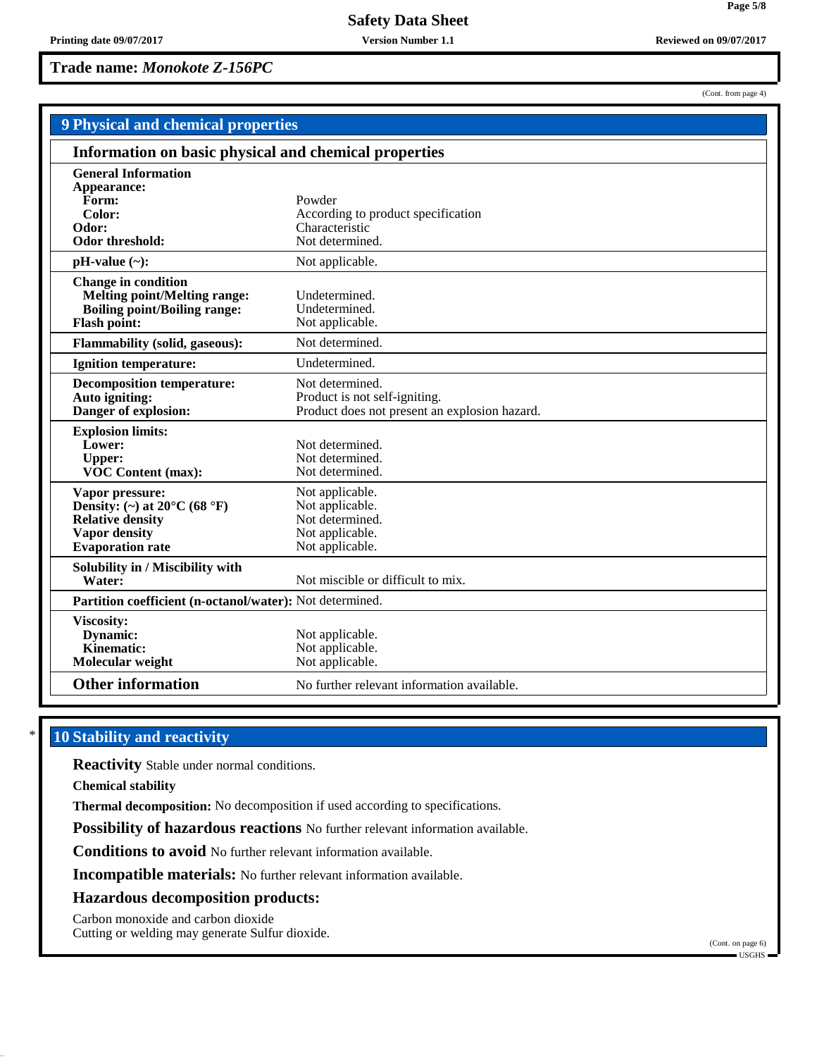**Trade name:** ***Monokote Z-156PC***

(Cont. from page 4)

## 9 Physical and chemical properties

### Information on basic physical and chemical properties

| | |
|---|---|
| **General Information** | |
| **Appearance:** | |
| **Form:** | Powder |
| **Color:** | According to product specification |
| **Odor:** | Characteristic |
| **Odor threshold:** | Not determined. |
| **pH-value (~):** | Not applicable. |
| **Change in condition** | |
| **Melting point/Melting range:** | Undetermined. |
| **Boiling point/Boiling range:** | Undetermined. |
| **Flash point:** | Not applicable. |
| **Flammability (solid, gaseous):** | Not determined. |
| **Ignition temperature:** | Undetermined. |
| **Decomposition temperature:** | Not determined. |
| **Auto igniting:** | Product is not self-igniting. |
| **Danger of explosion:** | Product does not present an explosion hazard. |
| **Explosion limits:** | |
| **Lower:** | Not determined. |
| **Upper:** | Not determined. |
| **VOC Content (max):** | Not determined. |
| **Vapor pressure:** | Not applicable. |
| **Density: (~) at 20°C (68 °F)** | Not applicable. |
| **Relative density** | Not determined. |
| **Vapor density** | Not applicable. |
| **Evaporation rate** | Not applicable. |
| **Solubility in / Miscibility with** | |
| **Water:** | Not miscible or difficult to mix. |
| **Partition coefficient (n-octanol/water):** | Not determined. |
| **Viscosity:** | |
| **Dynamic:** | Not applicable. |
| **Kinematic:** | Not applicable. |
| **Molecular weight** | Not applicable. |
| **Other information** | No further relevant information available. |

\* 
## 10 Stability and reactivity

**Reactivity** Stable under normal conditions.

**Chemical stability**

**Thermal decomposition:** No decomposition if used according to specifications.

**Possibility of hazardous reactions** No further relevant information available.

**Conditions to avoid** No further relevant information available.

**Incompatible materials:** No further relevant information available.

**Hazardous decomposition products:**

Carbon monoxide and carbon dioxide
Cutting or welding may generate Sulfur dioxide.

(Cont. on page 6)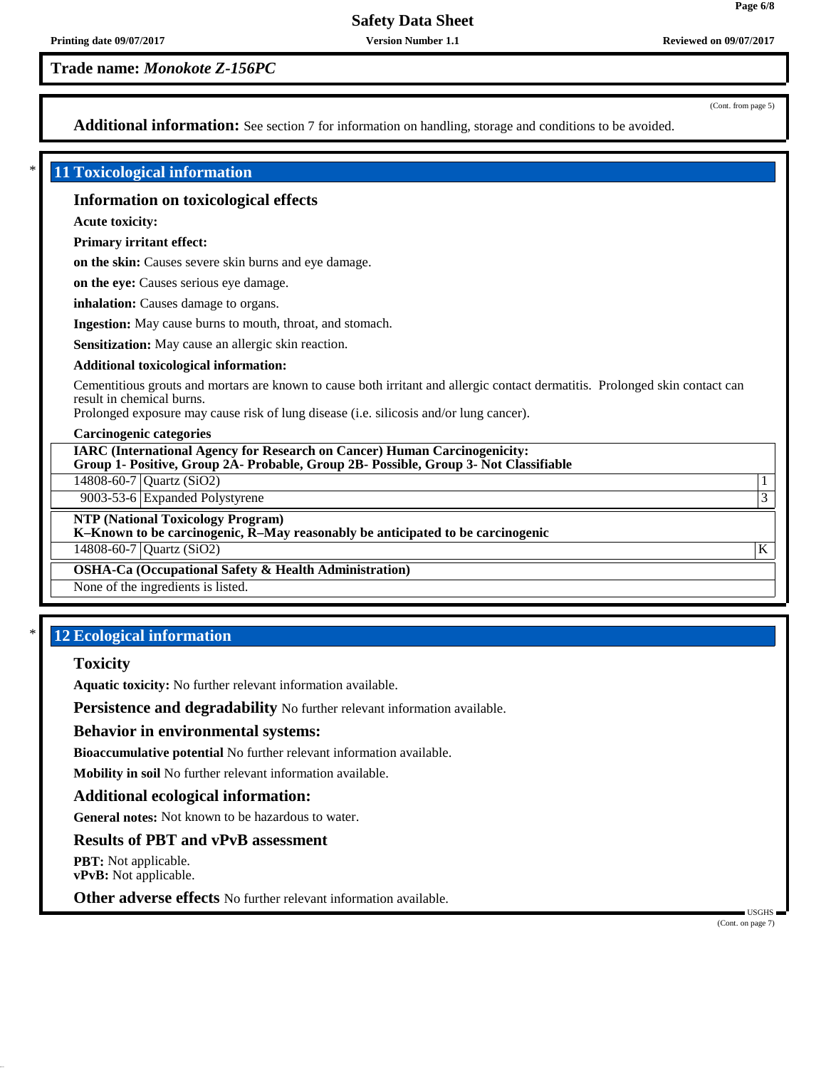**Trade name:** ***Monokote Z-156PC***

(Cont. from page 5)

**Additional information:** See section 7 for information on handling, storage and conditions to be avoided.

## 11 Toxicological information

### Information on toxicological effects

**Acute toxicity:**

**Primary irritant effect:**

**on the skin:** Causes severe skin burns and eye damage.

**on the eye:** Causes serious eye damage.

**inhalation:** Causes damage to organs.

**Ingestion:** May cause burns to mouth, throat, and stomach.

**Sensitization:** May cause an allergic skin reaction.

**Additional toxicological information:**

Cementitious grouts and mortars are known to cause both irritant and allergic contact dermatitis. Prolonged skin contact can result in chemical burns.
Prolonged exposure may cause risk of lung disease (i.e. silicosis and/or lung cancer).

**Carcinogenic categories**

| **IARC (International Agency for Research on Cancer) Human Carcinogenicity: Group 1- Positive, Group 2A- Probable, Group 2B- Possible, Group 3- Not Classifiable** | | |
|---|---|---|
| 14808-60-7 | Quartz (SiO2) | 1 |
| 9003-53-6 | Expanded Polystyrene | 3 |

| **NTP (National Toxicology Program) K–Known to be carcinogenic, R–May reasonably be anticipated to be carcinogenic** | | |
|---|---|---|
| 14808-60-7 | Quartz (SiO2) | K |

| **OSHA-Ca (Occupational Safety & Health Administration)** |
|---|
| None of the ingredients is listed. |

## 12 Ecological information

### Toxicity

**Aquatic toxicity:** No further relevant information available.

**Persistence and degradability** No further relevant information available.

### Behavior in environmental systems:

**Bioaccumulative potential** No further relevant information available.

**Mobility in soil** No further relevant information available.

### Additional ecological information:

**General notes:** Not known to be hazardous to water.

### Results of PBT and vPvB assessment

**PBT:** Not applicable.
**vPvB:** Not applicable.

**Other adverse effects** No further relevant information available.

(Cont. on page 7)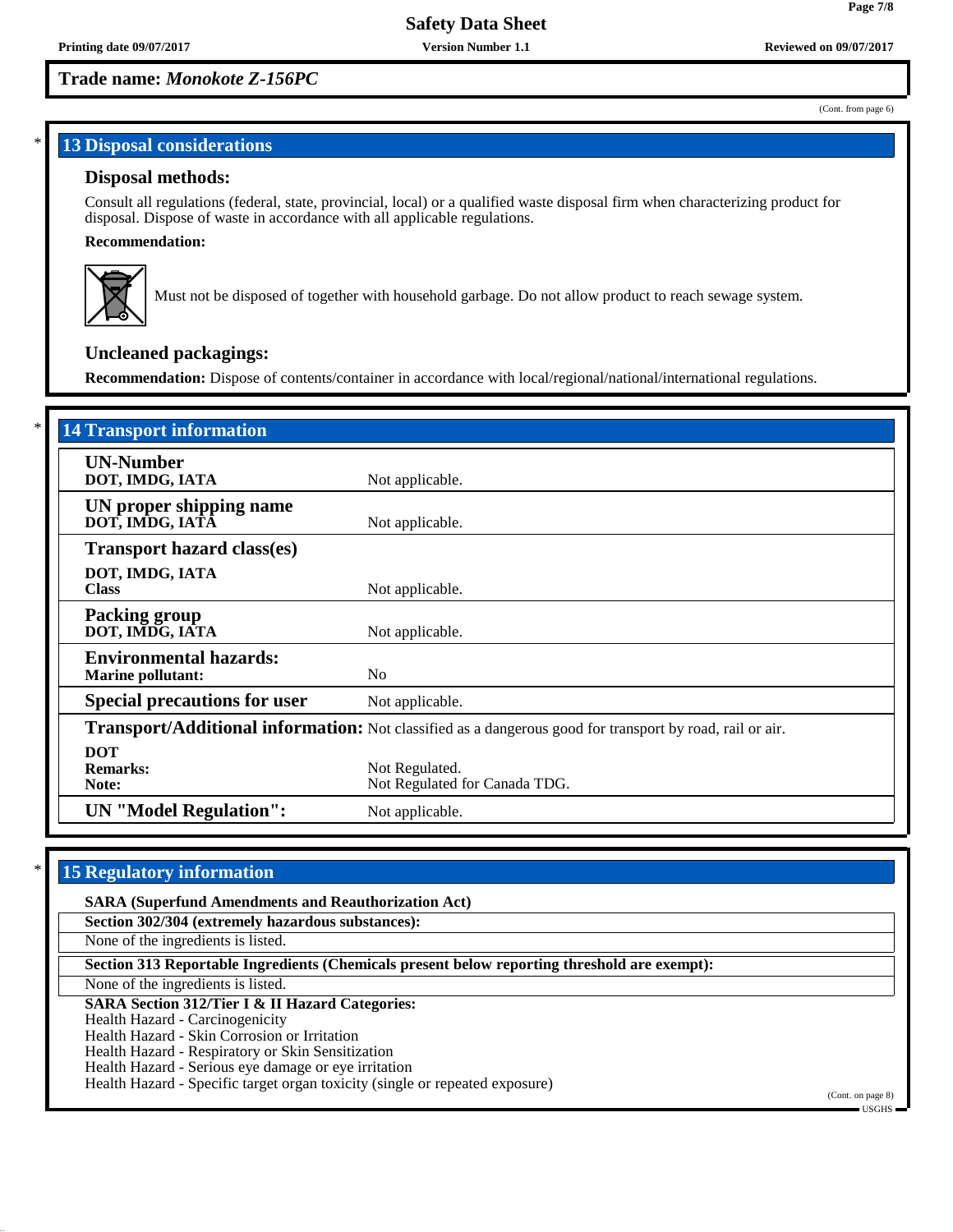**Trade name: *Monokote Z-156PC***

(Cont. from page 6)

## 13 Disposal considerations

### Disposal methods:

Consult all regulations (federal, state, provincial, local) or a qualified waste disposal firm when characterizing product for disposal. Dispose of waste in accordance with all applicable regulations.

**Recommendation:**

Must not be disposed of together with household garbage. Do not allow product to reach sewage system.

### Uncleaned packagings:

**Recommendation:** Dispose of contents/container in accordance with local/regional/national/international regulations.

## 14 Transport information

| | |
|---|---|
| **UN-Number**<br>**DOT, IMDG, IATA** | Not applicable. |
| **UN proper shipping name**<br>**DOT, IMDG, IATA** | Not applicable. |
| **Transport hazard class(es)**<br>**DOT, IMDG, IATA**<br>**Class** | Not applicable. |
| **Packing group**<br>**DOT, IMDG, IATA** | Not applicable. |
| **Environmental hazards:**<br>**Marine pollutant:** | No |
| **Special precautions for user** | Not applicable. |
| **Transport/Additional information:** | Not classified as a dangerous good for transport by road, rail or air. |
| **DOT**<br>**Remarks:**<br>**Note:** | Not Regulated.<br>Not Regulated for Canada TDG. |
| **UN "Model Regulation":** | Not applicable. |

## 15 Regulatory information

**SARA (Superfund Amendments and Reauthorization Act)**

**Section 302/304 (extremely hazardous substances):**

None of the ingredients is listed.

**Section 313 Reportable Ingredients (Chemicals present below reporting threshold are exempt):**

None of the ingredients is listed.

**SARA Section 312/Tier I & II Hazard Categories:**

Health Hazard - Carcinogenicity
Health Hazard - Skin Corrosion or Irritation
Health Hazard - Respiratory or Skin Sensitization
Health Hazard - Serious eye damage or eye irritation
Health Hazard - Specific target organ toxicity (single or repeated exposure)

(Cont. on page 8)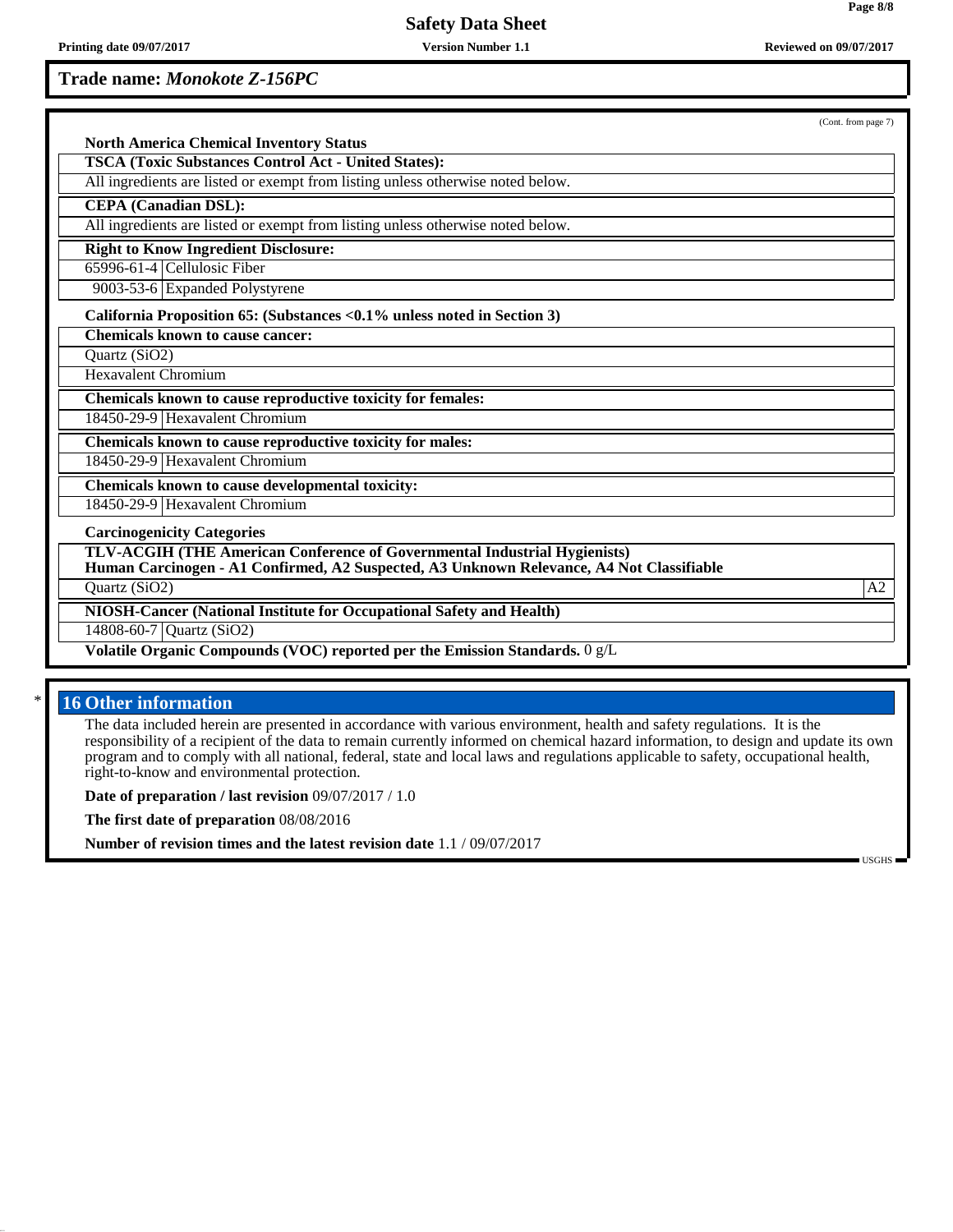**Trade name:** ***Monokote Z-156PC***

(Cont. from page 7)

**North America Chemical Inventory Status**

**TSCA (Toxic Substances Control Act - United States):**

All ingredients are listed or exempt from listing unless otherwise noted below.

**CEPA (Canadian DSL):**

All ingredients are listed or exempt from listing unless otherwise noted below.

**Right to Know Ingredient Disclosure:**

| | |
|---|---|
| 65996-61-4 | Cellulosic Fiber |
| 9003-53-6 | Expanded Polystyrene |

**California Proposition 65: (Substances <0.1% unless noted in Section 3)**

**Chemicals known to cause cancer:**

Quartz ($SiO_2$)

Hexavalent Chromium

**Chemicals known to cause reproductive toxicity for females:**

| | |
|---|---|
| 18450-29-9 | Hexavalent Chromium |

**Chemicals known to cause reproductive toxicity for males:**

| | |
|---|---|
| 18450-29-9 | Hexavalent Chromium |

**Chemicals known to cause developmental toxicity:**

| | |
|---|---|
| 18450-29-9 | Hexavalent Chromium |

**Carcinogenicity Categories**

**TLV-ACGIH (THE American Conference of Governmental Industrial Hygienists)**
**Human Carcinogen - A1 Confirmed, A2 Suspected, A3 Unknown Relevance, A4 Not Classifiable**

| | |
|---|---|
| Quartz ($SiO_2$) | A2 |

**NIOSH-Cancer (National Institute for Occupational Safety and Health)**

| | |
|---|---|
| 14808-60-7 | Quartz ($SiO_2$) |

**Volatile Organic Compounds (VOC) reported per the Emission Standards.** 0 g/L

## 16 Other information

The data included herein are presented in accordance with various environment, health and safety regulations. It is the responsibility of a recipient of the data to remain currently informed on chemical hazard information, to design and update its own program and to comply with all national, federal, state and local laws and regulations applicable to safety, occupational health, right-to-know and environmental protection.

**Date of preparation / last revision** 09/07/2017 / 1.0

**The first date of preparation** 08/08/2016

**Number of revision times and the latest revision date** 1.1 / 09/07/2017